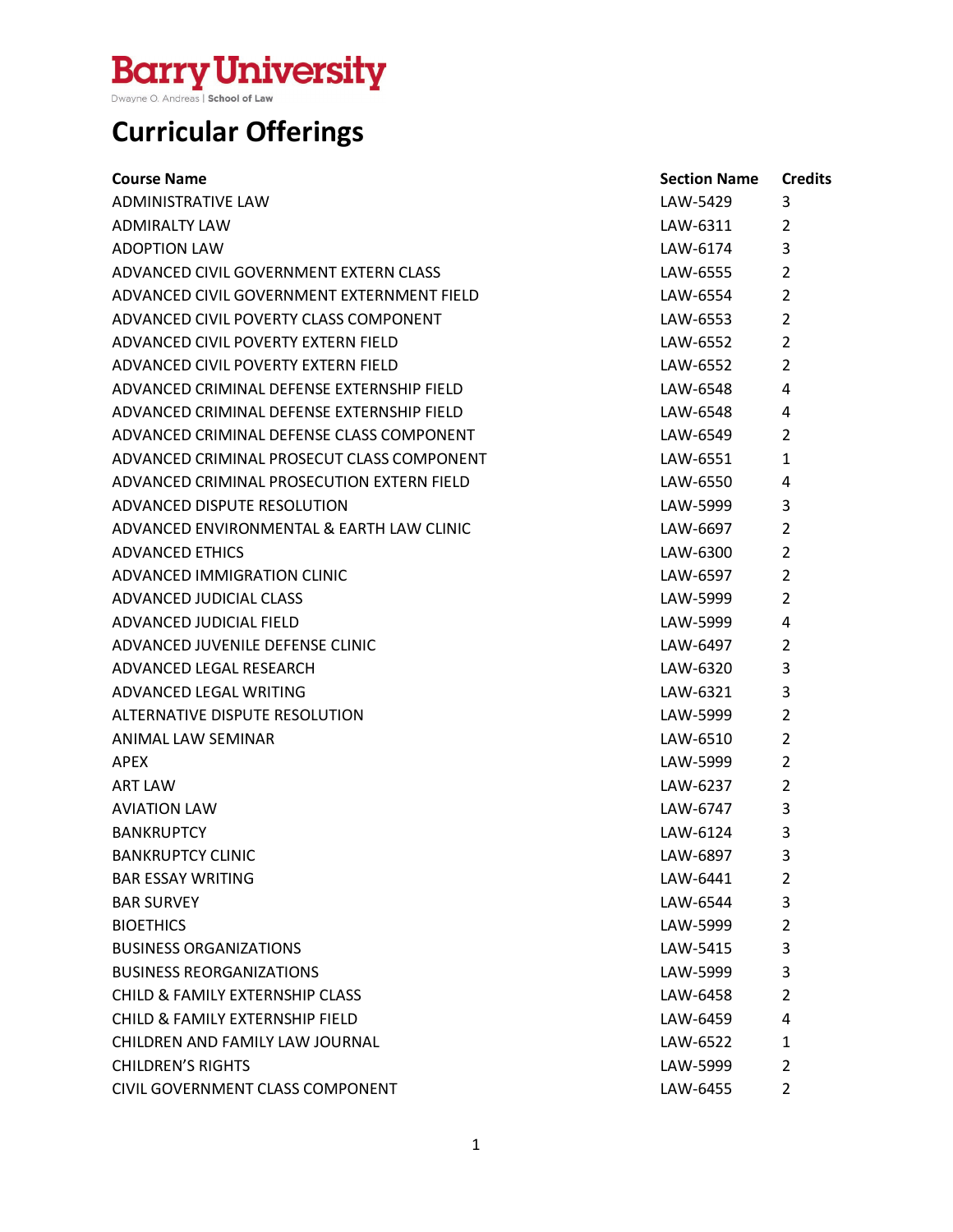**Barry University**
Dwayne O. Andreas | School of Law

# Curricular Offerings

| Course Name | Section Name | Credits |
| --- | --- | --- |
| ADMINISTRATIVE LAW | LAW-5429 | 3 |
| ADMIRALTY LAW | LAW-6311 | 2 |
| ADOPTION LAW | LAW-6174 | 3 |
| ADVANCED CIVIL GOVERNMENT EXTERN CLASS | LAW-6555 | 2 |
| ADVANCED CIVIL GOVERNMENT EXTERNMENT FIELD | LAW-6554 | 2 |
| ADVANCED CIVIL POVERTY CLASS COMPONENT | LAW-6553 | 2 |
| ADVANCED CIVIL POVERTY EXTERN FIELD | LAW-6552 | 2 |
| ADVANCED CIVIL POVERTY EXTERN FIELD | LAW-6552 | 2 |
| ADVANCED CRIMINAL DEFENSE EXTERNSHIP FIELD | LAW-6548 | 4 |
| ADVANCED CRIMINAL DEFENSE EXTERNSHIP FIELD | LAW-6548 | 4 |
| ADVANCED CRIMINAL DEFENSE CLASS COMPONENT | LAW-6549 | 2 |
| ADVANCED CRIMINAL PROSECUT CLASS COMPONENT | LAW-6551 | 1 |
| ADVANCED CRIMINAL PROSECUTION EXTERN FIELD | LAW-6550 | 4 |
| ADVANCED DISPUTE RESOLUTION | LAW-5999 | 3 |
| ADVANCED ENVIRONMENTAL & EARTH LAW CLINIC | LAW-6697 | 2 |
| ADVANCED ETHICS | LAW-6300 | 2 |
| ADVANCED IMMIGRATION CLINIC | LAW-6597 | 2 |
| ADVANCED JUDICIAL CLASS | LAW-5999 | 2 |
| ADVANCED JUDICIAL FIELD | LAW-5999 | 4 |
| ADVANCED JUVENILE DEFENSE CLINIC | LAW-6497 | 2 |
| ADVANCED LEGAL RESEARCH | LAW-6320 | 3 |
| ADVANCED LEGAL WRITING | LAW-6321 | 3 |
| ALTERNATIVE DISPUTE RESOLUTION | LAW-5999 | 2 |
| ANIMAL LAW SEMINAR | LAW-6510 | 2 |
| APEX | LAW-5999 | 2 |
| ART LAW | LAW-6237 | 2 |
| AVIATION LAW | LAW-6747 | 3 |
| BANKRUPTCY | LAW-6124 | 3 |
| BANKRUPTCY CLINIC | LAW-6897 | 3 |
| BAR ESSAY WRITING | LAW-6441 | 2 |
| BAR SURVEY | LAW-6544 | 3 |
| BIOETHICS | LAW-5999 | 2 |
| BUSINESS ORGANIZATIONS | LAW-5415 | 3 |
| BUSINESS REORGANIZATIONS | LAW-5999 | 3 |
| CHILD & FAMILY EXTERNSHIP CLASS | LAW-6458 | 2 |
| CHILD & FAMILY EXTERNSHIP FIELD | LAW-6459 | 4 |
| CHILDREN AND FAMILY LAW JOURNAL | LAW-6522 | 1 |
| CHILDREN'S RIGHTS | LAW-5999 | 2 |
| CIVIL GOVERNMENT CLASS COMPONENT | LAW-6455 | 2 |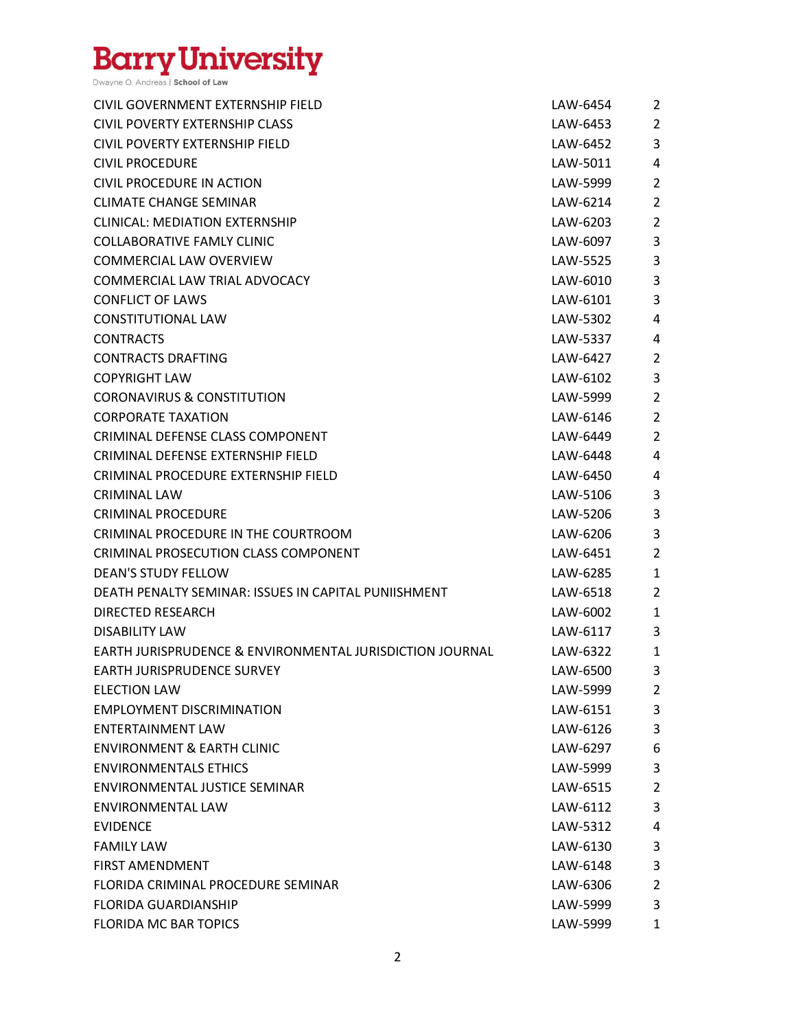| | | |
|---|---|---|
| CIVIL GOVERNMENT EXTERNSHIP FIELD | LAW-6454 | 2 |
| CIVIL POVERTY EXTERNSHIP CLASS | LAW-6453 | 2 |
| CIVIL POVERTY EXTERNSHIP FIELD | LAW-6452 | 3 |
| CIVIL PROCEDURE | LAW-5011 | 4 |
| CIVIL PROCEDURE IN ACTION | LAW-5999 | 2 |
| CLIMATE CHANGE SEMINAR | LAW-6214 | 2 |
| CLINICAL: MEDIATION EXTERNSHIP | LAW-6203 | 2 |
| COLLABORATIVE FAMLY CLINIC | LAW-6097 | 3 |
| COMMERCIAL LAW OVERVIEW | LAW-5525 | 3 |
| COMMERCIAL LAW TRIAL ADVOCACY | LAW-6010 | 3 |
| CONFLICT OF LAWS | LAW-6101 | 3 |
| CONSTITUTIONAL LAW | LAW-5302 | 4 |
| CONTRACTS | LAW-5337 | 4 |
| CONTRACTS DRAFTING | LAW-6427 | 2 |
| COPYRIGHT LAW | LAW-6102 | 3 |
| CORONAVIRUS & CONSTITUTION | LAW-5999 | 2 |
| CORPORATE TAXATION | LAW-6146 | 2 |
| CRIMINAL DEFENSE CLASS COMPONENT | LAW-6449 | 2 |
| CRIMINAL DEFENSE EXTERNSHIP FIELD | LAW-6448 | 4 |
| CRIMINAL PROCEDURE EXTERNSHIP FIELD | LAW-6450 | 4 |
| CRIMINAL LAW | LAW-5106 | 3 |
| CRIMINAL PROCEDURE | LAW-5206 | 3 |
| CRIMINAL PROCEDURE IN THE COURTROOM | LAW-6206 | 3 |
| CRIMINAL PROSECUTION CLASS COMPONENT | LAW-6451 | 2 |
| DEAN'S STUDY FELLOW | LAW-6285 | 1 |
| DEATH PENALTY SEMINAR: ISSUES IN CAPITAL PUNIISHMENT | LAW-6518 | 2 |
| DIRECTED RESEARCH | LAW-6002 | 1 |
| DISABILITY LAW | LAW-6117 | 3 |
| EARTH JURISPRUDENCE & ENVIRONMENTAL JURISDICTION JOURNAL | LAW-6322 | 1 |
| EARTH JURISPRUDENCE SURVEY | LAW-6500 | 3 |
| ELECTION LAW | LAW-5999 | 2 |
| EMPLOYMENT DISCRIMINATION | LAW-6151 | 3 |
| ENTERTAINMENT LAW | LAW-6126 | 3 |
| ENVIRONMENT & EARTH CLINIC | LAW-6297 | 6 |
| ENVIRONMENTALS ETHICS | LAW-5999 | 3 |
| ENVIRONMENTAL JUSTICE SEMINAR | LAW-6515 | 2 |
| ENVIRONMENTAL LAW | LAW-6112 | 3 |
| EVIDENCE | LAW-5312 | 4 |
| FAMILY LAW | LAW-6130 | 3 |
| FIRST AMENDMENT | LAW-6148 | 3 |
| FLORIDA CRIMINAL PROCEDURE SEMINAR | LAW-6306 | 2 |
| FLORIDA GUARDIANSHIP | LAW-5999 | 3 |
| FLORIDA MC BAR TOPICS | LAW-5999 | 1 |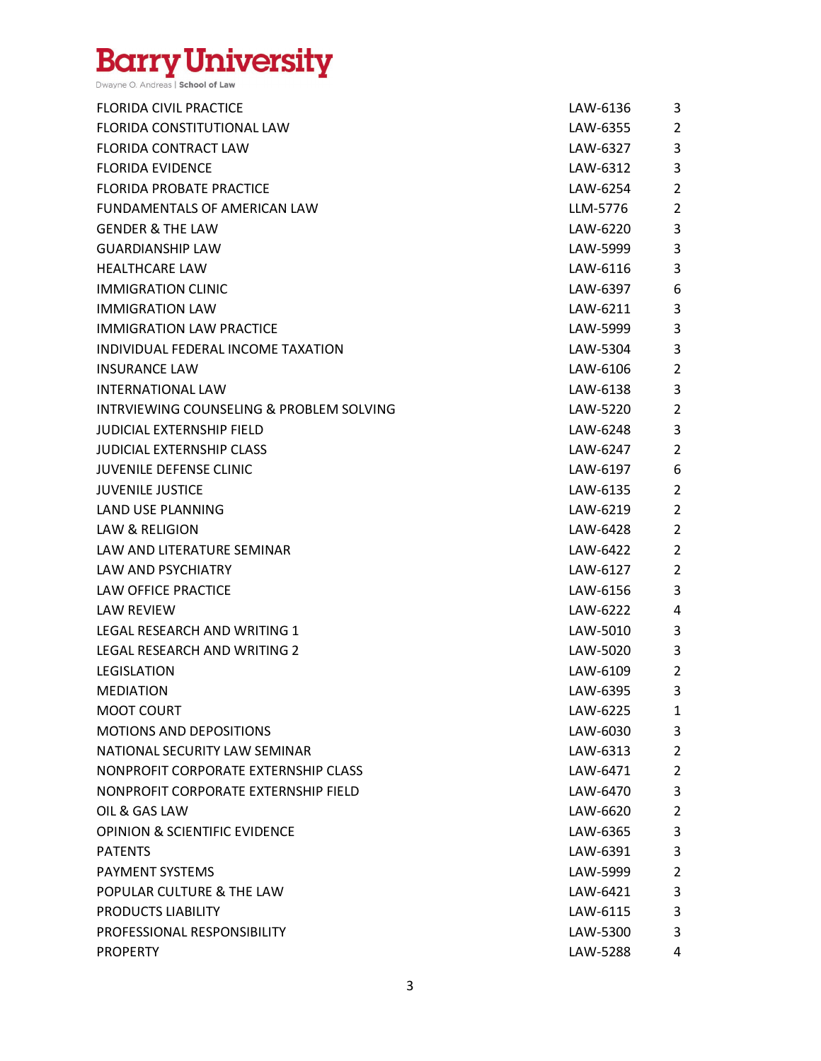| | | |
|---|---|---|
| FLORIDA CIVIL PRACTICE | LAW-6136 | 3 |
| FLORIDA CONSTITUTIONAL LAW | LAW-6355 | 2 |
| FLORIDA CONTRACT LAW | LAW-6327 | 3 |
| FLORIDA EVIDENCE | LAW-6312 | 3 |
| FLORIDA PROBATE PRACTICE | LAW-6254 | 2 |
| FUNDAMENTALS OF AMERICAN LAW | LLM-5776 | 2 |
| GENDER & THE LAW | LAW-6220 | 3 |
| GUARDIANSHIP LAW | LAW-5999 | 3 |
| HEALTHCARE LAW | LAW-6116 | 3 |
| IMMIGRATION CLINIC | LAW-6397 | 6 |
| IMMIGRATION LAW | LAW-6211 | 3 |
| IMMIGRATION LAW PRACTICE | LAW-5999 | 3 |
| INDIVIDUAL FEDERAL INCOME TAXATION | LAW-5304 | 3 |
| INSURANCE LAW | LAW-6106 | 2 |
| INTERNATIONAL LAW | LAW-6138 | 3 |
| INTRVIEWING COUNSELING & PROBLEM SOLVING | LAW-5220 | 2 |
| JUDICIAL EXTERNSHIP FIELD | LAW-6248 | 3 |
| JUDICIAL EXTERNSHIP CLASS | LAW-6247 | 2 |
| JUVENILE DEFENSE CLINIC | LAW-6197 | 6 |
| JUVENILE JUSTICE | LAW-6135 | 2 |
| LAND USE PLANNING | LAW-6219 | 2 |
| LAW & RELIGION | LAW-6428 | 2 |
| LAW AND LITERATURE SEMINAR | LAW-6422 | 2 |
| LAW AND PSYCHIATRY | LAW-6127 | 2 |
| LAW OFFICE PRACTICE | LAW-6156 | 3 |
| LAW REVIEW | LAW-6222 | 4 |
| LEGAL RESEARCH AND WRITING 1 | LAW-5010 | 3 |
| LEGAL RESEARCH AND WRITING 2 | LAW-5020 | 3 |
| LEGISLATION | LAW-6109 | 2 |
| MEDIATION | LAW-6395 | 3 |
| MOOT COURT | LAW-6225 | 1 |
| MOTIONS AND DEPOSITIONS | LAW-6030 | 3 |
| NATIONAL SECURITY LAW SEMINAR | LAW-6313 | 2 |
| NONPROFIT CORPORATE EXTERNSHIP CLASS | LAW-6471 | 2 |
| NONPROFIT CORPORATE EXTERNSHIP FIELD | LAW-6470 | 3 |
| OIL & GAS LAW | LAW-6620 | 2 |
| OPINION & SCIENTIFIC EVIDENCE | LAW-6365 | 3 |
| PATENTS | LAW-6391 | 3 |
| PAYMENT SYSTEMS | LAW-5999 | 2 |
| POPULAR CULTURE & THE LAW | LAW-6421 | 3 |
| PRODUCTS LIABILITY | LAW-6115 | 3 |
| PROFESSIONAL RESPONSIBILITY | LAW-5300 | 3 |
| PROPERTY | LAW-5288 | 4 |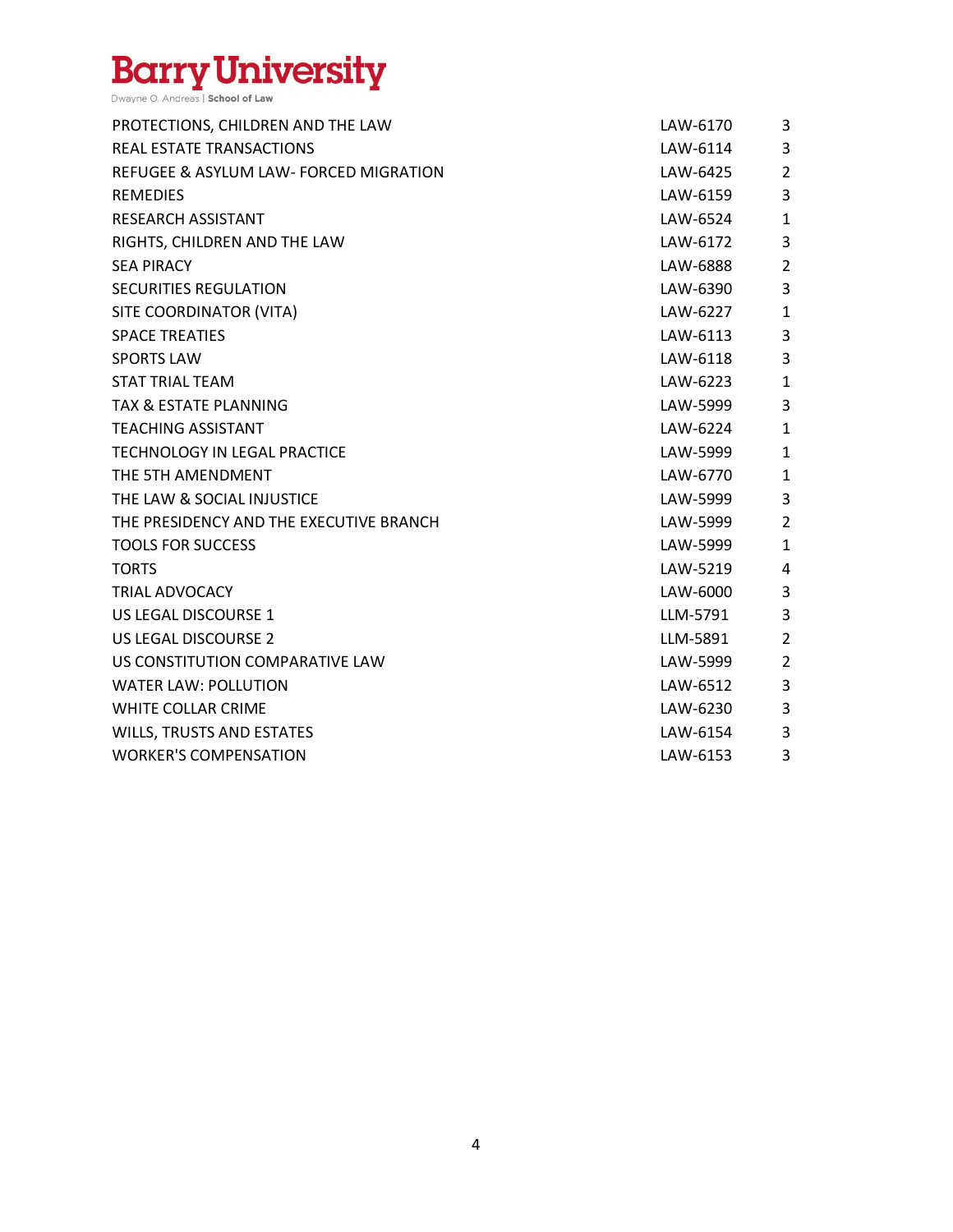| | | |
|---|---|---|
| PROTECTIONS, CHILDREN AND THE LAW | LAW-6170 | 3 |
| REAL ESTATE TRANSACTIONS | LAW-6114 | 3 |
| REFUGEE & ASYLUM LAW- FORCED MIGRATION | LAW-6425 | 2 |
| REMEDIES | LAW-6159 | 3 |
| RESEARCH ASSISTANT | LAW-6524 | 1 |
| RIGHTS, CHILDREN AND THE LAW | LAW-6172 | 3 |
| SEA PIRACY | LAW-6888 | 2 |
| SECURITIES REGULATION | LAW-6390 | 3 |
| SITE COORDINATOR (VITA) | LAW-6227 | 1 |
| SPACE TREATIES | LAW-6113 | 3 |
| SPORTS LAW | LAW-6118 | 3 |
| STAT TRIAL TEAM | LAW-6223 | 1 |
| TAX & ESTATE PLANNING | LAW-5999 | 3 |
| TEACHING ASSISTANT | LAW-6224 | 1 |
| TECHNOLOGY IN LEGAL PRACTICE | LAW-5999 | 1 |
| THE 5TH AMENDMENT | LAW-6770 | 1 |
| THE LAW & SOCIAL INJUSTICE | LAW-5999 | 3 |
| THE PRESIDENCY AND THE EXECUTIVE BRANCH | LAW-5999 | 2 |
| TOOLS FOR SUCCESS | LAW-5999 | 1 |
| TORTS | LAW-5219 | 4 |
| TRIAL ADVOCACY | LAW-6000 | 3 |
| US LEGAL DISCOURSE 1 | LLM-5791 | 3 |
| US LEGAL DISCOURSE 2 | LLM-5891 | 2 |
| US CONSTITUTION COMPARATIVE LAW | LAW-5999 | 2 |
| WATER LAW: POLLUTION | LAW-6512 | 3 |
| WHITE COLLAR CRIME | LAW-6230 | 3 |
| WILLS, TRUSTS AND ESTATES | LAW-6154 | 3 |
| WORKER'S COMPENSATION | LAW-6153 | 3 |